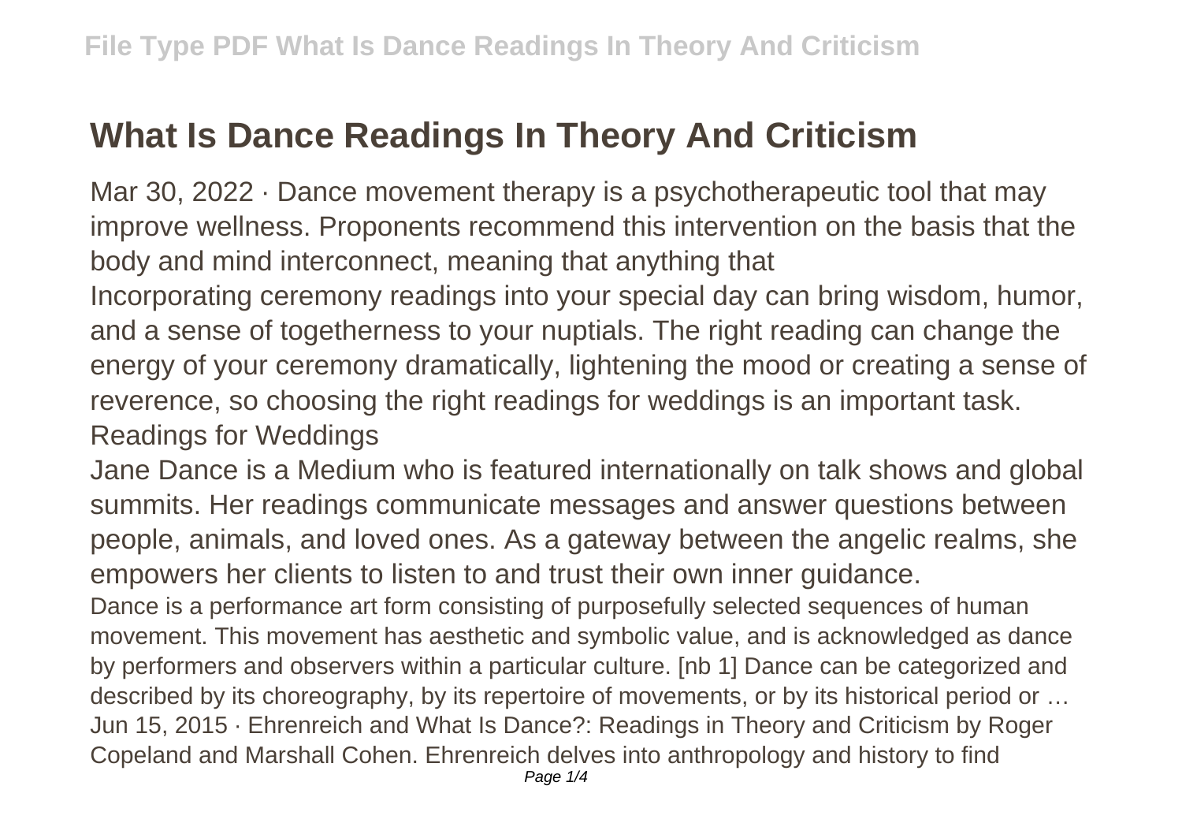# What Is Dance Readings In Theory And Criticism

Mar 30, 2022 · Dance movement therapy is a psychotherapeutic tool that may improve wellness. Proponents recommend this intervention on the basis that the body and mind interconnect, meaning that anything that

Incorporating ceremony readings into your special day can bring wisdom, humor, and a sense of togetherness to your nuptials. The right reading can change the energy of your ceremony dramatically, lightening the mood or creating a sense of reverence, so choosing the right readings for weddings is an important task.

Readings for Weddings

Jane Dance is a Medium who is featured internationally on talk shows and global summits. Her readings communicate messages and answer questions between people, animals, and loved ones. As a gateway between the angelic realms, she empowers her clients to listen to and trust their own inner guidance.

Dance is a performance art form consisting of purposefully selected sequences of human movement. This movement has aesthetic and symbolic value, and is acknowledged as dance by performers and observers within a particular culture. [nb 1] Dance can be categorized and described by its choreography, by its repertoire of movements, or by its historical period or …

Jun 15, 2015 · Ehrenreich and What Is Dance?: Readings in Theory and Criticism by Roger Copeland and Marshall Cohen. Ehrenreich delves into anthropology and history to find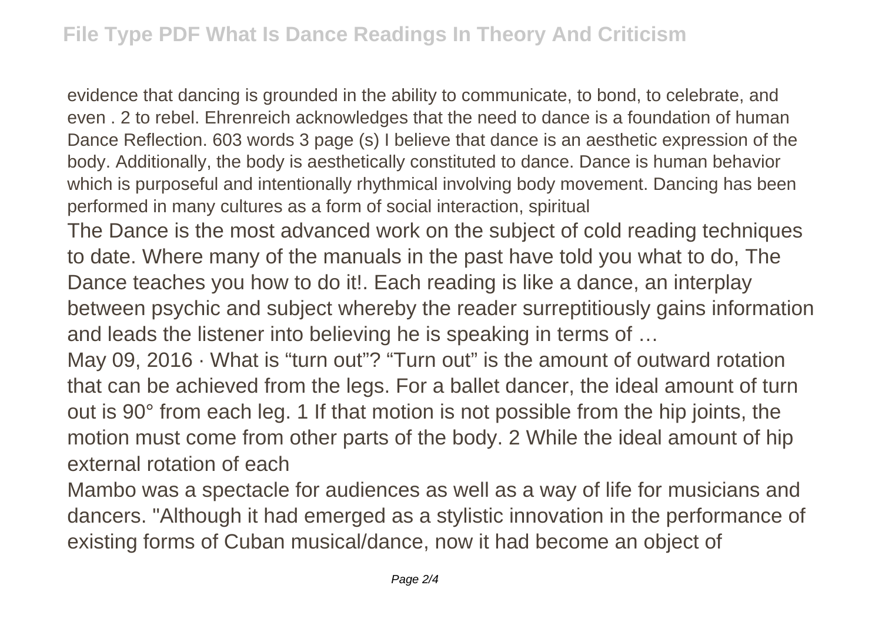evidence that dancing is grounded in the ability to communicate, to bond, to celebrate, and even . 2 to rebel. Ehrenreich acknowledges that the need to dance is a foundation of human Dance Reflection. 603 words 3 page (s) I believe that dance is an aesthetic expression of the body. Additionally, the body is aesthetically constituted to dance. Dance is human behavior which is purposeful and intentionally rhythmical involving body movement. Dancing has been performed in many cultures as a form of social interaction, spiritual

The Dance is the most advanced work on the subject of cold reading techniques to date. Where many of the manuals in the past have told you what to do, The Dance teaches you how to do it!. Each reading is like a dance, an interplay between psychic and subject whereby the reader surreptitiously gains information and leads the listener into believing he is speaking in terms of …

May 09, 2016 · What is "turn out"? "Turn out" is the amount of outward rotation that can be achieved from the legs. For a ballet dancer, the ideal amount of turn out is 90° from each leg. 1 If that motion is not possible from the hip joints, the motion must come from other parts of the body. 2 While the ideal amount of hip external rotation of each

Mambo was a spectacle for audiences as well as a way of life for musicians and dancers. "Although it had emerged as a stylistic innovation in the performance of existing forms of Cuban musical/dance, now it had become an object of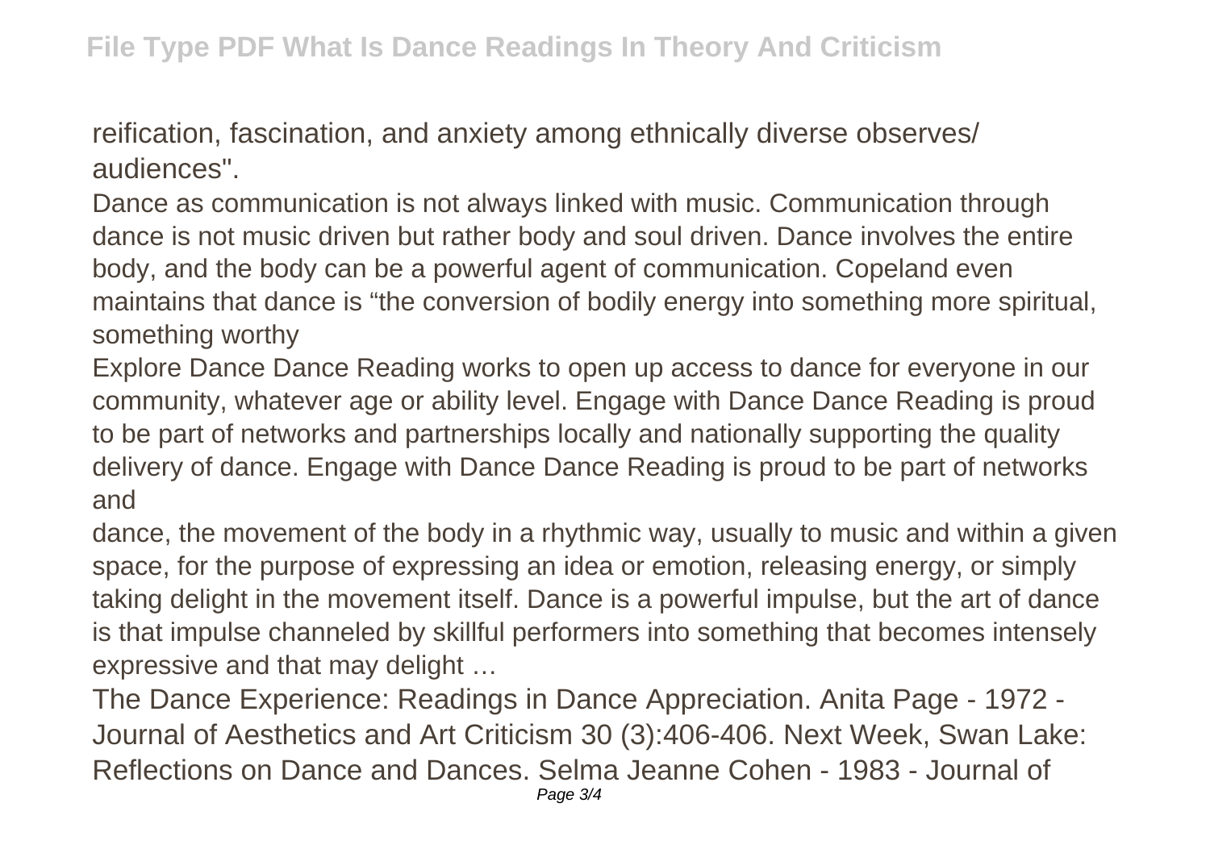reification, fascination, and anxiety among ethnically diverse observes/ audiences".

Dance as communication is not always linked with music. Communication through dance is not music driven but rather body and soul driven. Dance involves the entire body, and the body can be a powerful agent of communication. Copeland even maintains that dance is "the conversion of bodily energy into something more spiritual, something worthy

Explore Dance Dance Reading works to open up access to dance for everyone in our community, whatever age or ability level. Engage with Dance Dance Reading is proud to be part of networks and partnerships locally and nationally supporting the quality delivery of dance. Engage with Dance Dance Reading is proud to be part of networks and

dance, the movement of the body in a rhythmic way, usually to music and within a given space, for the purpose of expressing an idea or emotion, releasing energy, or simply taking delight in the movement itself. Dance is a powerful impulse, but the art of dance is that impulse channeled by skillful performers into something that becomes intensely expressive and that may delight …

The Dance Experience: Readings in Dance Appreciation. Anita Page - 1972 - Journal of Aesthetics and Art Criticism 30 (3):406-406. Next Week, Swan Lake: Reflections on Dance and Dances. Selma Jeanne Cohen - 1983 - Journal of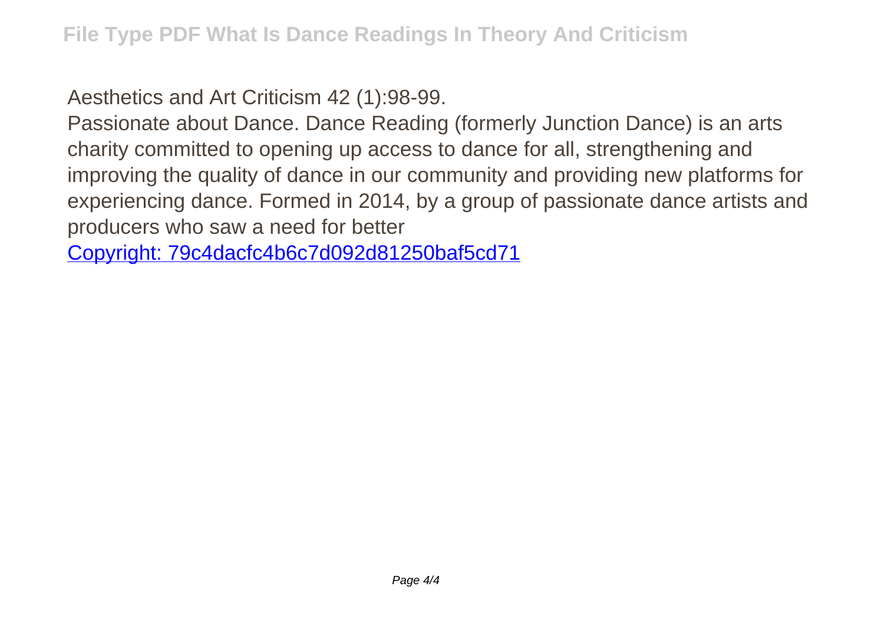Aesthetics and Art Criticism 42 (1):98-99.

Passionate about Dance. Dance Reading (formerly Junction Dance) is an arts charity committed to opening up access to dance for all, strengthening and improving the quality of dance in our community and providing new platforms for experiencing dance. Formed in 2014, by a group of passionate dance artists and producers who saw a need for better

Copyright: 79c4dacfc4b6c7d092d81250baf5cd71